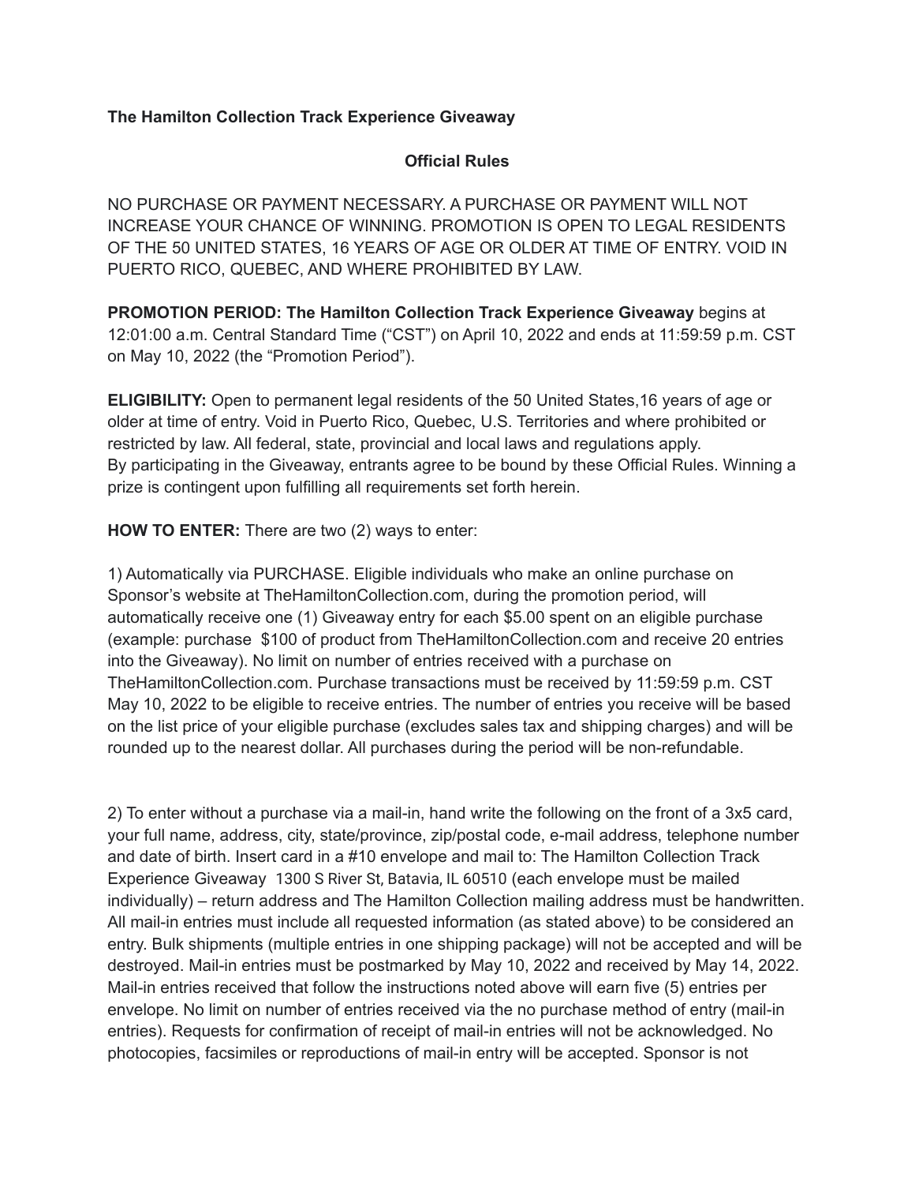**The Hamilton Collection Track Experience Giveaway**

**Official Rules**

NO PURCHASE OR PAYMENT NECESSARY. A PURCHASE OR PAYMENT WILL NOT INCREASE YOUR CHANCE OF WINNING. PROMOTION IS OPEN TO LEGAL RESIDENTS OF THE 50 UNITED STATES, 16 YEARS OF AGE OR OLDER AT TIME OF ENTRY. VOID IN PUERTO RICO, QUEBEC, AND WHERE PROHIBITED BY LAW.

**PROMOTION PERIOD: The Hamilton Collection Track Experience Giveaway** begins at 12:01:00 a.m. Central Standard Time ("CST") on April 10, 2022 and ends at 11:59:59 p.m. CST on May 10, 2022 (the "Promotion Period").

**ELIGIBILITY:** Open to permanent legal residents of the 50 United States,16 years of age or older at time of entry. Void in Puerto Rico, Quebec, U.S. Territories and where prohibited or restricted by law. All federal, state, provincial and local laws and regulations apply. By participating in the Giveaway, entrants agree to be bound by these Official Rules. Winning a prize is contingent upon fulfilling all requirements set forth herein.

**HOW TO ENTER:** There are two (2) ways to enter:

1) Automatically via PURCHASE. Eligible individuals who make an online purchase on Sponsor's website at TheHamiltonCollection.com, during the promotion period, will automatically receive one (1) Giveaway entry for each $5.00 spent on an eligible purchase (example: purchase $100 of product from TheHamiltonCollection.com and receive 20 entries into the Giveaway). No limit on number of entries received with a purchase on TheHamiltonCollection.com. Purchase transactions must be received by 11:59:59 p.m. CST May 10, 2022 to be eligible to receive entries. The number of entries you receive will be based on the list price of your eligible purchase (excludes sales tax and shipping charges) and will be rounded up to the nearest dollar. All purchases during the period will be non-refundable.

2) To enter without a purchase via a mail-in, hand write the following on the front of a 3x5 card, your full name, address, city, state/province, zip/postal code, e-mail address, telephone number and date of birth. Insert card in a #10 envelope and mail to: The Hamilton Collection Track Experience Giveaway 1300 S River St, Batavia, IL 60510 (each envelope must be mailed individually) – return address and The Hamilton Collection mailing address must be handwritten. All mail-in entries must include all requested information (as stated above) to be considered an entry. Bulk shipments (multiple entries in one shipping package) will not be accepted and will be destroyed. Mail-in entries must be postmarked by May 10, 2022 and received by May 14, 2022. Mail-in entries received that follow the instructions noted above will earn five (5) entries per envelope. No limit on number of entries received via the no purchase method of entry (mail-in entries). Requests for confirmation of receipt of mail-in entries will not be acknowledged. No photocopies, facsimiles or reproductions of mail-in entry will be accepted. Sponsor is not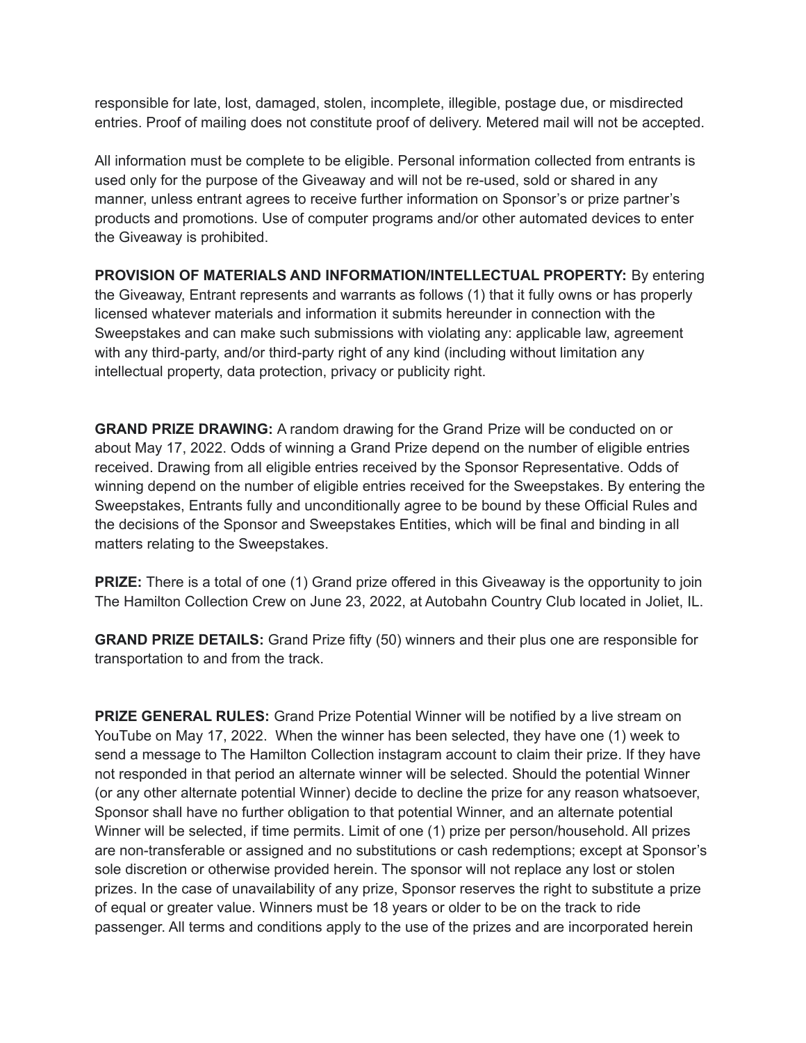responsible for late, lost, damaged, stolen, incomplete, illegible, postage due, or misdirected entries. Proof of mailing does not constitute proof of delivery. Metered mail will not be accepted.

All information must be complete to be eligible. Personal information collected from entrants is used only for the purpose of the Giveaway and will not be re-used, sold or shared in any manner, unless entrant agrees to receive further information on Sponsor's or prize partner's products and promotions. Use of computer programs and/or other automated devices to enter the Giveaway is prohibited.

**PROVISION OF MATERIALS AND INFORMATION/INTELLECTUAL PROPERTY:** By entering the Giveaway, Entrant represents and warrants as follows (1) that it fully owns or has properly licensed whatever materials and information it submits hereunder in connection with the Sweepstakes and can make such submissions with violating any: applicable law, agreement with any third-party, and/or third-party right of any kind (including without limitation any intellectual property, data protection, privacy or publicity right.

**GRAND PRIZE DRAWING:** A random drawing for the Grand Prize will be conducted on or about May 17, 2022. Odds of winning a Grand Prize depend on the number of eligible entries received. Drawing from all eligible entries received by the Sponsor Representative. Odds of winning depend on the number of eligible entries received for the Sweepstakes. By entering the Sweepstakes, Entrants fully and unconditionally agree to be bound by these Official Rules and the decisions of the Sponsor and Sweepstakes Entities, which will be final and binding in all matters relating to the Sweepstakes.

**PRIZE:** There is a total of one (1) Grand prize offered in this Giveaway is the opportunity to join The Hamilton Collection Crew on June 23, 2022, at Autobahn Country Club located in Joliet, IL.

**GRAND PRIZE DETAILS:** Grand Prize fifty (50) winners and their plus one are responsible for transportation to and from the track.

**PRIZE GENERAL RULES:** Grand Prize Potential Winner will be notified by a live stream on YouTube on May 17, 2022. When the winner has been selected, they have one (1) week to send a message to The Hamilton Collection instagram account to claim their prize. If they have not responded in that period an alternate winner will be selected. Should the potential Winner (or any other alternate potential Winner) decide to decline the prize for any reason whatsoever, Sponsor shall have no further obligation to that potential Winner, and an alternate potential Winner will be selected, if time permits. Limit of one (1) prize per person/household. All prizes are non-transferable or assigned and no substitutions or cash redemptions; except at Sponsor's sole discretion or otherwise provided herein. The sponsor will not replace any lost or stolen prizes. In the case of unavailability of any prize, Sponsor reserves the right to substitute a prize of equal or greater value. Winners must be 18 years or older to be on the track to ride passenger. All terms and conditions apply to the use of the prizes and are incorporated herein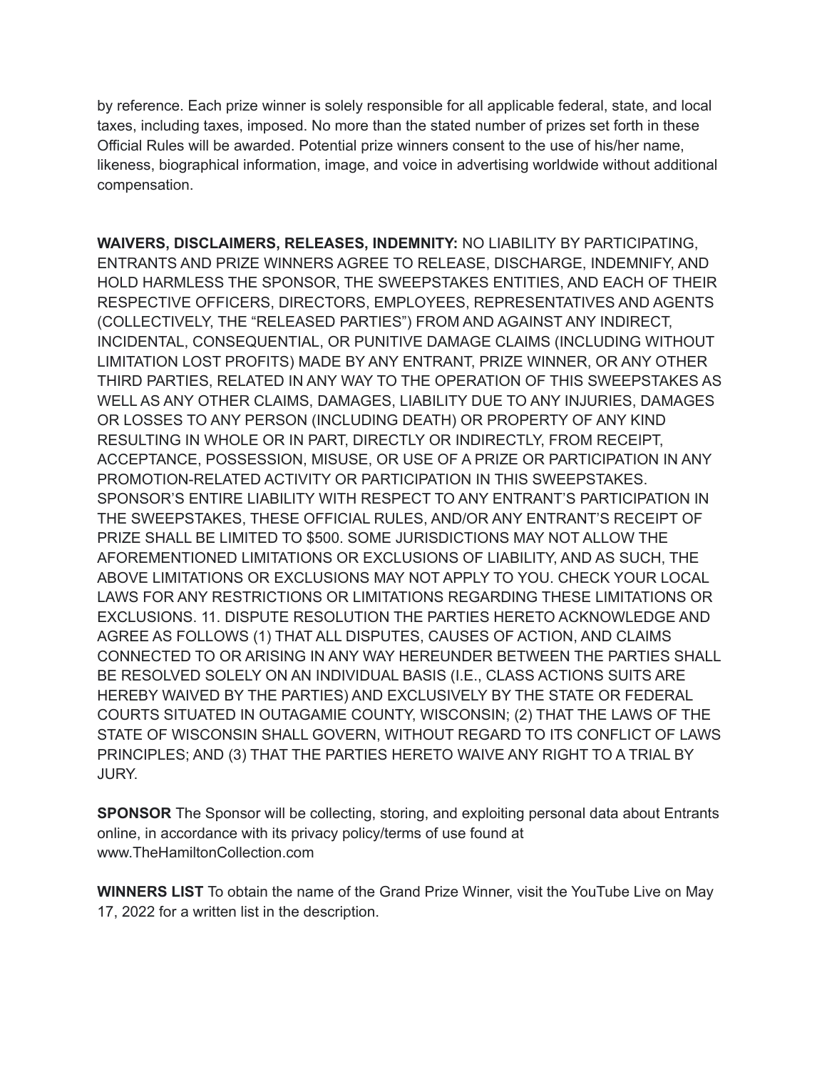by reference. Each prize winner is solely responsible for all applicable federal, state, and local taxes, including taxes, imposed. No more than the stated number of prizes set forth in these Official Rules will be awarded. Potential prize winners consent to the use of his/her name, likeness, biographical information, image, and voice in advertising worldwide without additional compensation.

**WAIVERS, DISCLAIMERS, RELEASES, INDEMNITY:** NO LIABILITY BY PARTICIPATING, ENTRANTS AND PRIZE WINNERS AGREE TO RELEASE, DISCHARGE, INDEMNIFY, AND HOLD HARMLESS THE SPONSOR, THE SWEEPSTAKES ENTITIES, AND EACH OF THEIR RESPECTIVE OFFICERS, DIRECTORS, EMPLOYEES, REPRESENTATIVES AND AGENTS (COLLECTIVELY, THE "RELEASED PARTIES") FROM AND AGAINST ANY INDIRECT, INCIDENTAL, CONSEQUENTIAL, OR PUNITIVE DAMAGE CLAIMS (INCLUDING WITHOUT LIMITATION LOST PROFITS) MADE BY ANY ENTRANT, PRIZE WINNER, OR ANY OTHER THIRD PARTIES, RELATED IN ANY WAY TO THE OPERATION OF THIS SWEEPSTAKES AS WELL AS ANY OTHER CLAIMS, DAMAGES, LIABILITY DUE TO ANY INJURIES, DAMAGES OR LOSSES TO ANY PERSON (INCLUDING DEATH) OR PROPERTY OF ANY KIND RESULTING IN WHOLE OR IN PART, DIRECTLY OR INDIRECTLY, FROM RECEIPT, ACCEPTANCE, POSSESSION, MISUSE, OR USE OF A PRIZE OR PARTICIPATION IN ANY PROMOTION-RELATED ACTIVITY OR PARTICIPATION IN THIS SWEEPSTAKES. SPONSOR'S ENTIRE LIABILITY WITH RESPECT TO ANY ENTRANT'S PARTICIPATION IN THE SWEEPSTAKES, THESE OFFICIAL RULES, AND/OR ANY ENTRANT'S RECEIPT OF PRIZE SHALL BE LIMITED TO $500. SOME JURISDICTIONS MAY NOT ALLOW THE AFOREMENTIONED LIMITATIONS OR EXCLUSIONS OF LIABILITY, AND AS SUCH, THE ABOVE LIMITATIONS OR EXCLUSIONS MAY NOT APPLY TO YOU. CHECK YOUR LOCAL LAWS FOR ANY RESTRICTIONS OR LIMITATIONS REGARDING THESE LIMITATIONS OR EXCLUSIONS. 11. DISPUTE RESOLUTION THE PARTIES HERETO ACKNOWLEDGE AND AGREE AS FOLLOWS (1) THAT ALL DISPUTES, CAUSES OF ACTION, AND CLAIMS CONNECTED TO OR ARISING IN ANY WAY HEREUNDER BETWEEN THE PARTIES SHALL BE RESOLVED SOLELY ON AN INDIVIDUAL BASIS (I.E., CLASS ACTIONS SUITS ARE HEREBY WAIVED BY THE PARTIES) AND EXCLUSIVELY BY THE STATE OR FEDERAL COURTS SITUATED IN OUTAGAMIE COUNTY, WISCONSIN; (2) THAT THE LAWS OF THE STATE OF WISCONSIN SHALL GOVERN, WITHOUT REGARD TO ITS CONFLICT OF LAWS PRINCIPLES; AND (3) THAT THE PARTIES HERETO WAIVE ANY RIGHT TO A TRIAL BY JURY.

**SPONSOR** The Sponsor will be collecting, storing, and exploiting personal data about Entrants online, in accordance with its privacy policy/terms of use found at www.TheHamiltonCollection.com

**WINNERS LIST** To obtain the name of the Grand Prize Winner, visit the YouTube Live on May 17, 2022 for a written list in the description.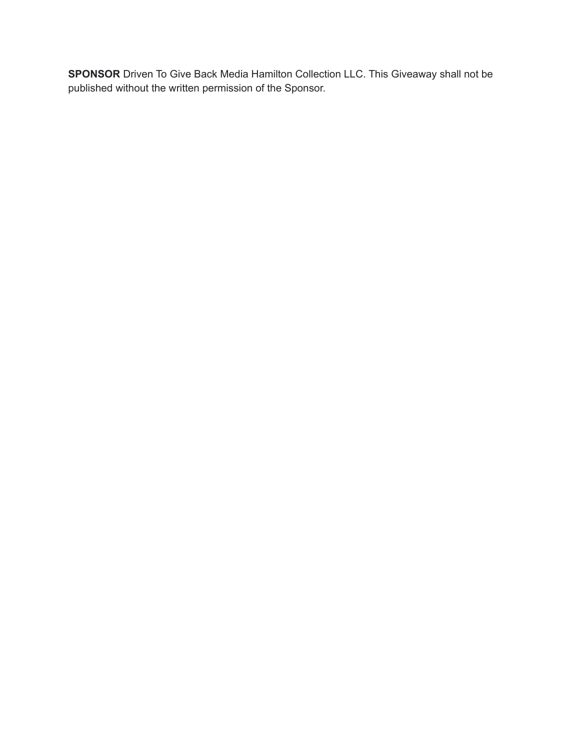**SPONSOR** Driven To Give Back Media Hamilton Collection LLC. This Giveaway shall not be published without the written permission of the Sponsor.